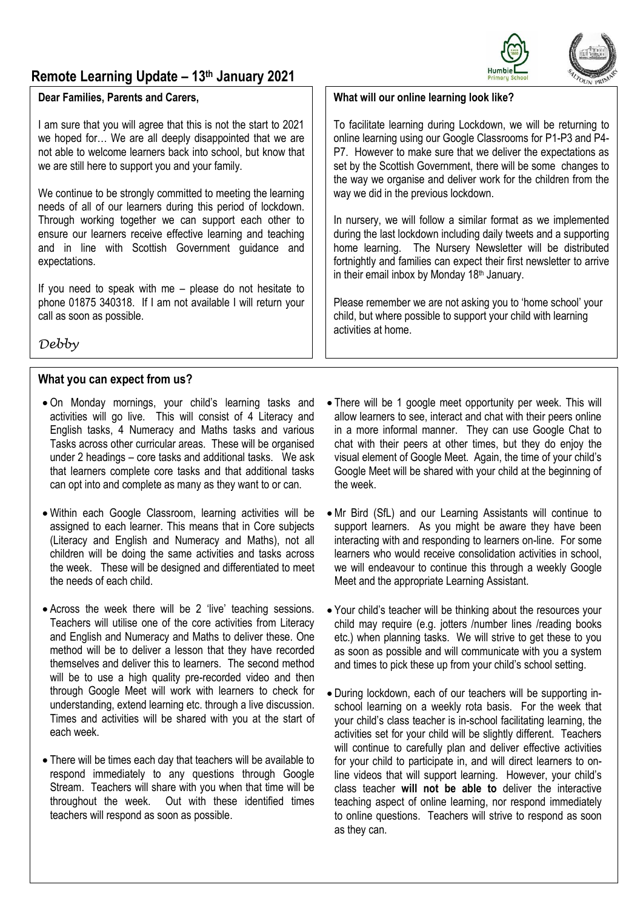# Remote Learning Update – 13th January 2021

**Dear Families, Parents and Carers,**

I am sure that you will agree that this is not the start to 2021 we hoped for… We are all deeply disappointed that we are not able to welcome learners back into school, but know that we are still here to support you and your family.

We continue to be strongly committed to meeting the learning needs of all of our learners during this period of lockdown. Through working together we can support each other to ensure our learners receive effective learning and teaching and in line with Scottish Government guidance and expectations.

If you need to speak with me – please do not hesitate to phone 01875 340318. If I am not available I will return your call as soon as possible.

*Debby*

**What will our online learning look like?**

To facilitate learning during Lockdown, we will be returning to online learning using our Google Classrooms for P1-P3 and P4-P7. However to make sure that we deliver the expectations as set by the Scottish Government, there will be some changes to the way we organise and deliver work for the children from the way we did in the previous lockdown.

In nursery, we will follow a similar format as we implemented during the last lockdown including daily tweets and a supporting home learning. The Nursery Newsletter will be distributed fortnightly and families can expect their first newsletter to arrive in their email inbox by Monday 18th January.

Please remember we are not asking you to 'home school' your child, but where possible to support your child with learning activities at home.

## What you can expect from us?

- On Monday mornings, your child's learning tasks and activities will go live. This will consist of 4 Literacy and English tasks, 4 Numeracy and Maths tasks and various Tasks across other curricular areas. These will be organised under 2 headings – core tasks and additional tasks. We ask that learners complete core tasks and that additional tasks can opt into and complete as many as they want to or can.
- Within each Google Classroom, learning activities will be assigned to each learner. This means that in Core subjects (Literacy and English and Numeracy and Maths), not all children will be doing the same activities and tasks across the week. These will be designed and differentiated to meet the needs of each child.
- Across the week there will be 2 'live' teaching sessions. Teachers will utilise one of the core activities from Literacy and English and Numeracy and Maths to deliver these. One method will be to deliver a lesson that they have recorded themselves and deliver this to learners. The second method will be to use a high quality pre-recorded video and then through Google Meet will work with learners to check for understanding, extend learning etc. through a live discussion. Times and activities will be shared with you at the start of each week.
- There will be times each day that teachers will be available to respond immediately to any questions through Google Stream. Teachers will share with you when that time will be throughout the week. Out with these identified times teachers will respond as soon as possible.
- There will be 1 google meet opportunity per week. This will allow learners to see, interact and chat with their peers online in a more informal manner. They can use Google Chat to chat with their peers at other times, but they do enjoy the visual element of Google Meet. Again, the time of your child's Google Meet will be shared with your child at the beginning of the week.
- Mr Bird (SfL) and our Learning Assistants will continue to support learners. As you might be aware they have been interacting with and responding to learners on-line. For some learners who would receive consolidation activities in school, we will endeavour to continue this through a weekly Google Meet and the appropriate Learning Assistant.
- Your child's teacher will be thinking about the resources your child may require (e.g. jotters /number lines /reading books etc.) when planning tasks. We will strive to get these to you as soon as possible and will communicate with you a system and times to pick these up from your child's school setting.
- During lockdown, each of our teachers will be supporting in-school learning on a weekly rota basis. For the week that your child's class teacher is in-school facilitating learning, the activities set for your child will be slightly different. Teachers will continue to carefully plan and deliver effective activities for your child to participate in, and will direct learners to on-line videos that will support learning. However, your child's class teacher **will not be able to** deliver the interactive teaching aspect of online learning, nor respond immediately to online questions. Teachers will strive to respond as soon as they can.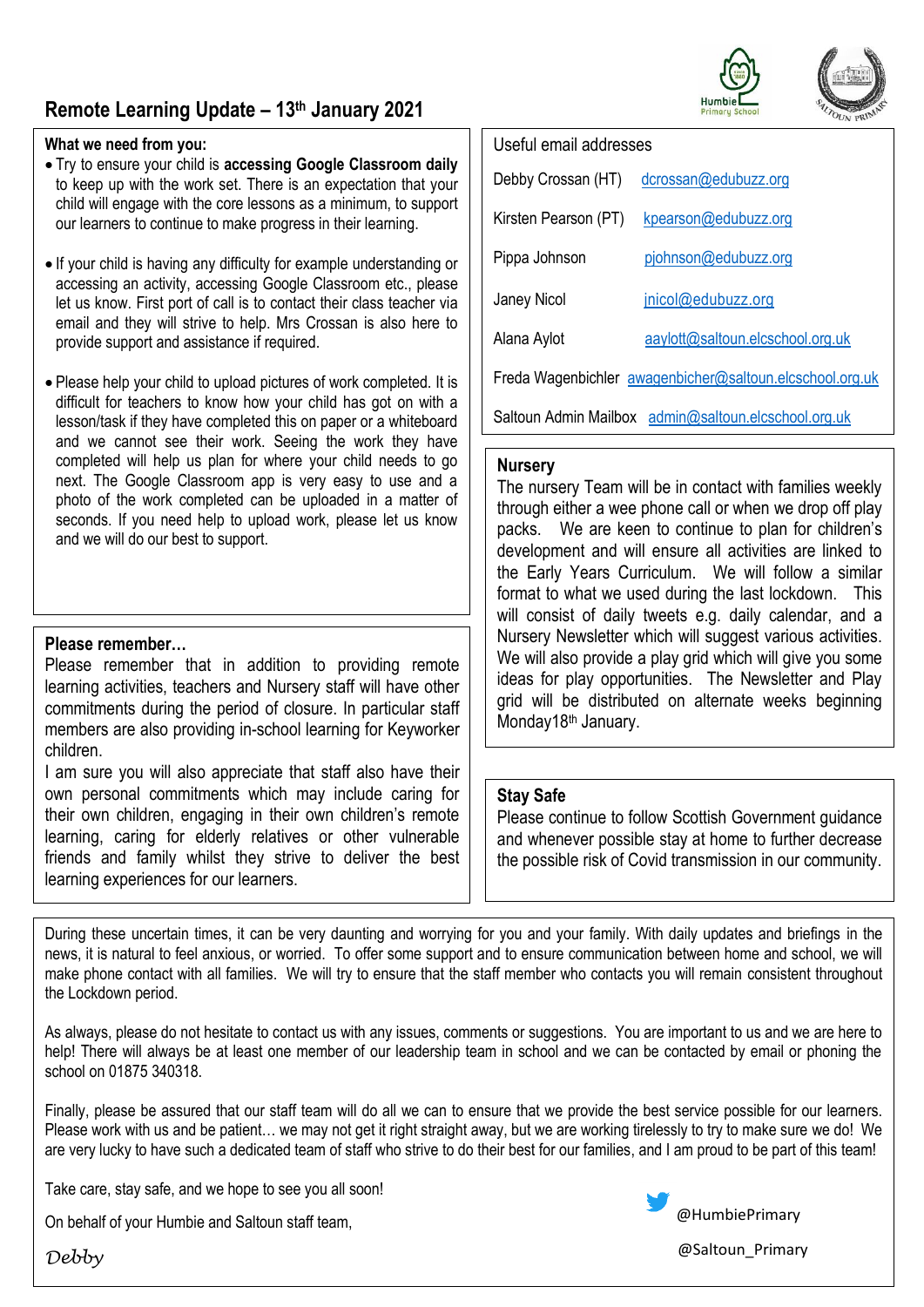# Remote Learning Update – 13th January 2021

**What we need from you:**

- Try to ensure your child is **accessing Google Classroom daily** to keep up with the work set. There is an expectation that your child will engage with the core lessons as a minimum, to support our learners to continue to make progress in their learning.
- If your child is having any difficulty for example understanding or accessing an activity, accessing Google Classroom etc., please let us know. First port of call is to contact their class teacher via email and they will strive to help. Mrs Crossan is also here to provide support and assistance if required.
- Please help your child to upload pictures of work completed. It is difficult for teachers to know how your child has got on with a lesson/task if they have completed this on paper or a whiteboard and we cannot see their work. Seeing the work they have completed will help us plan for where your child needs to go next. The Google Classroom app is very easy to use and a photo of the work completed can be uploaded in a matter of seconds. If you need help to upload work, please let us know and we will do our best to support.

**Please remember…**

Please remember that in addition to providing remote learning activities, teachers and Nursery staff will have other commitments during the period of closure. In particular staff members are also providing in-school learning for Keyworker children.

I am sure you will also appreciate that staff also have their own personal commitments which may include caring for their own children, engaging in their own children's remote learning, caring for elderly relatives or other vulnerable friends and family whilst they strive to deliver the best learning experiences for our learners.

Useful email addresses

| | |
|---|---|
| Debby Crossan (HT) | dcrossan@edubuzz.org |
| Kirsten Pearson (PT) | kpearson@edubuzz.org |
| Pippa Johnson | pjohnson@edubuzz.org |
| Janey Nicol | jnicol@edubuzz.org |
| Alana Aylot | aaylott@saltoun.elcschool.org.uk |
| Freda Wagenbichler | awagenbicher@saltoun.elcschool.org.uk |
| Saltoun Admin Mailbox | admin@saltoun.elcschool.org.uk |

**Nursery**

The nursery Team will be in contact with families weekly through either a wee phone call or when we drop off play packs. We are keen to continue to plan for children's development and will ensure all activities are linked to the Early Years Curriculum. We will follow a similar format to what we used during the last lockdown. This will consist of daily tweets e.g. daily calendar, and a Nursery Newsletter which will suggest various activities. We will also provide a play grid which will give you some ideas for play opportunities. The Newsletter and Play grid will be distributed on alternate weeks beginning Monday18th January.

**Stay Safe**

Please continue to follow Scottish Government guidance and whenever possible stay at home to further decrease the possible risk of Covid transmission in our community.

During these uncertain times, it can be very daunting and worrying for you and your family. With daily updates and briefings in the news, it is natural to feel anxious, or worried. To offer some support and to ensure communication between home and school, we will make phone contact with all families. We will try to ensure that the staff member who contacts you will remain consistent throughout the Lockdown period.

As always, please do not hesitate to contact us with any issues, comments or suggestions. You are important to us and we are here to help! There will always be at least one member of our leadership team in school and we can be contacted by email or phoning the school on 01875 340318.

Finally, please be assured that our staff team will do all we can to ensure that we provide the best service possible for our learners. Please work with us and be patient… we may not get it right straight away, but we are working tirelessly to try to make sure we do! We are very lucky to have such a dedicated team of staff who strive to do their best for our families, and I am proud to be part of this team!

Take care, stay safe, and we hope to see you all soon!

On behalf of your Humbie and Saltoun staff team,

*Debby*

@HumbiePrimary

@Saltoun_Primary